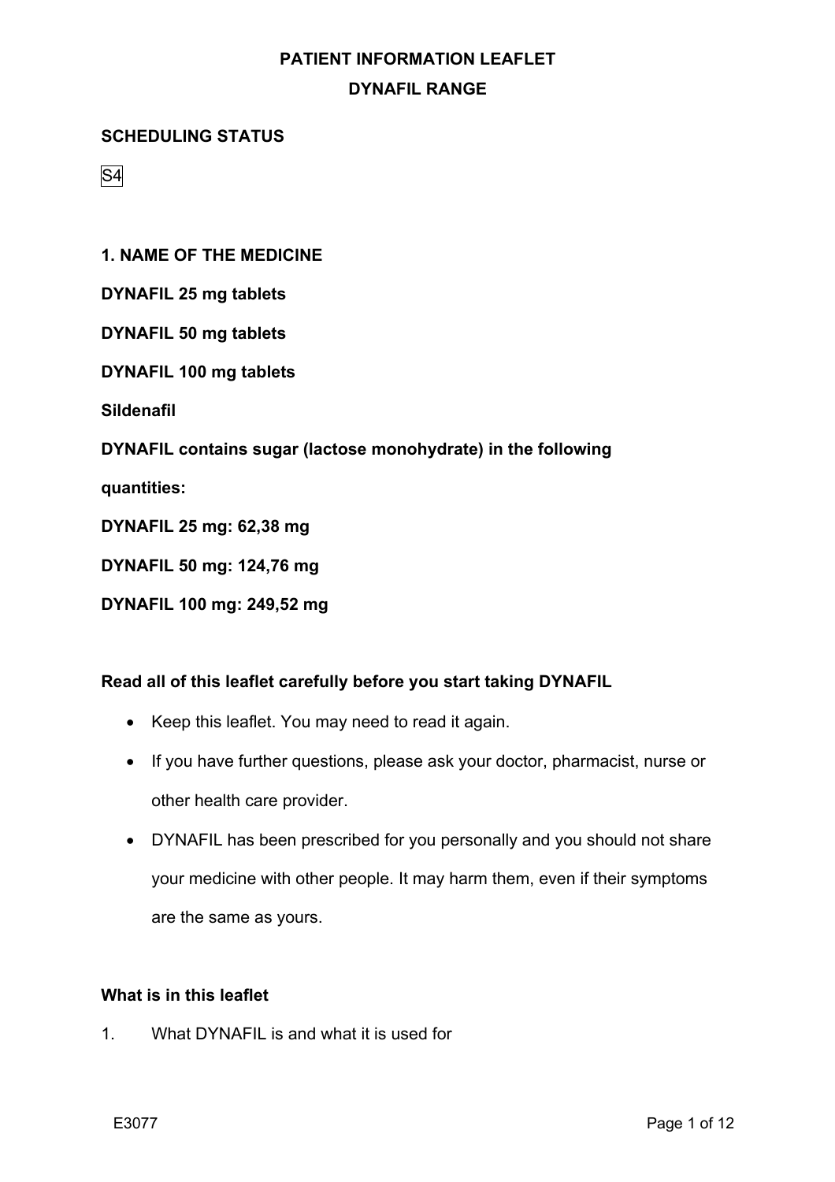# PATIENT INFORMATION LEAFLET

## DYNAFIL RANGE

**SCHEDULING STATUS**

S4

**1. NAME OF THE MEDICINE**

**DYNAFIL 25 mg tablets**

**DYNAFIL 50 mg tablets**

**DYNAFIL 100 mg tablets**

**Sildenafil**

**DYNAFIL contains sugar (lactose monohydrate) in the following quantities:**

**DYNAFIL 25 mg: 62,38 mg**

**DYNAFIL 50 mg: 124,76 mg**

**DYNAFIL 100 mg: 249,52 mg**

**Read all of this leaflet carefully before you start taking DYNAFIL**

- Keep this leaflet. You may need to read it again.
- If you have further questions, please ask your doctor, pharmacist, nurse or other health care provider.
- DYNAFIL has been prescribed for you personally and you should not share your medicine with other people. It may harm them, even if their symptoms are the same as yours.

**What is in this leaflet**

1. What DYNAFIL is and what it is used for

E3077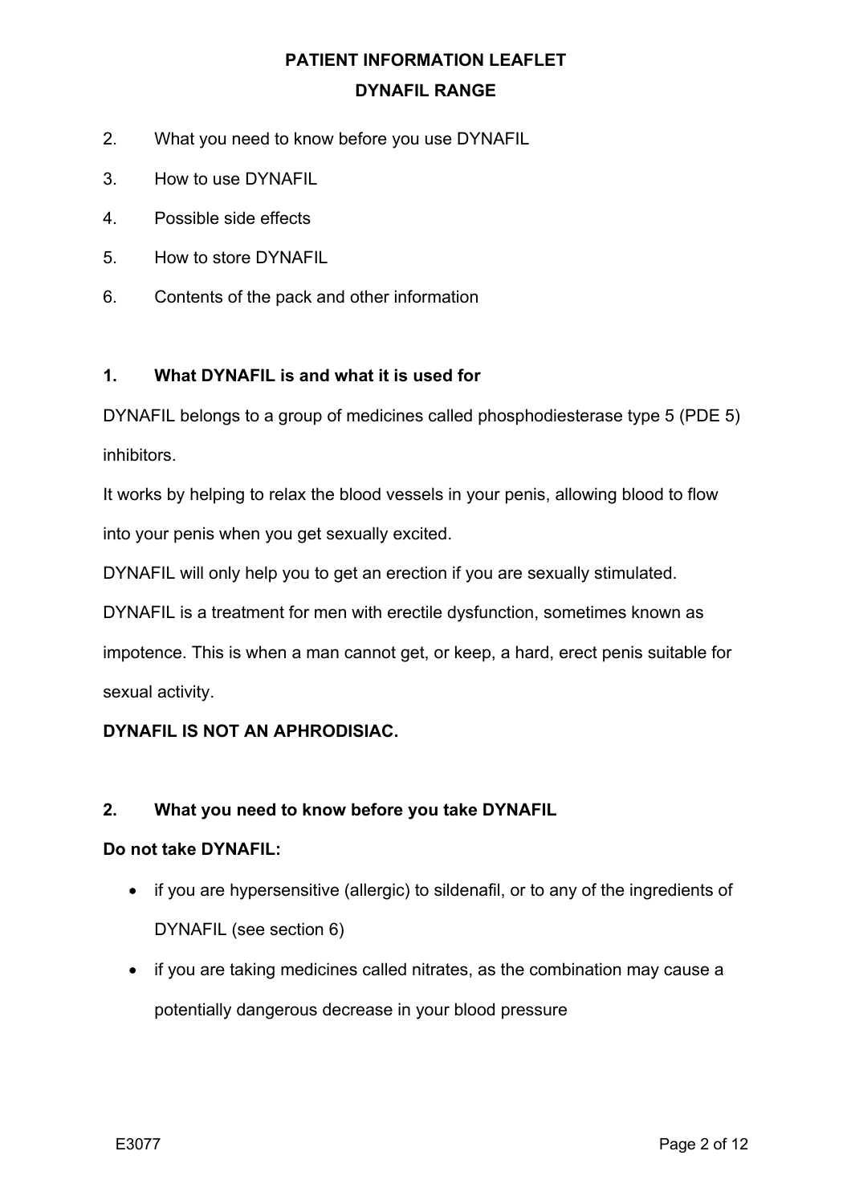2. What you need to know before you use DYNAFIL
3. How to use DYNAFIL
4. Possible side effects
5. How to store DYNAFIL
6. Contents of the pack and other information

## 1. What DYNAFIL is and what it is used for

DYNAFIL belongs to a group of medicines called phosphodiesterase type 5 (PDE 5) inhibitors.

It works by helping to relax the blood vessels in your penis, allowing blood to flow into your penis when you get sexually excited.

DYNAFIL will only help you to get an erection if you are sexually stimulated.

DYNAFIL is a treatment for men with erectile dysfunction, sometimes known as impotence. This is when a man cannot get, or keep, a hard, erect penis suitable for sexual activity.

**DYNAFIL IS NOT AN APHRODISIAC.**

## 2. What you need to know before you take DYNAFIL

**Do not take DYNAFIL:**

- if you are hypersensitive (allergic) to sildenafil, or to any of the ingredients of DYNAFIL (see section 6)
- if you are taking medicines called nitrates, as the combination may cause a potentially dangerous decrease in your blood pressure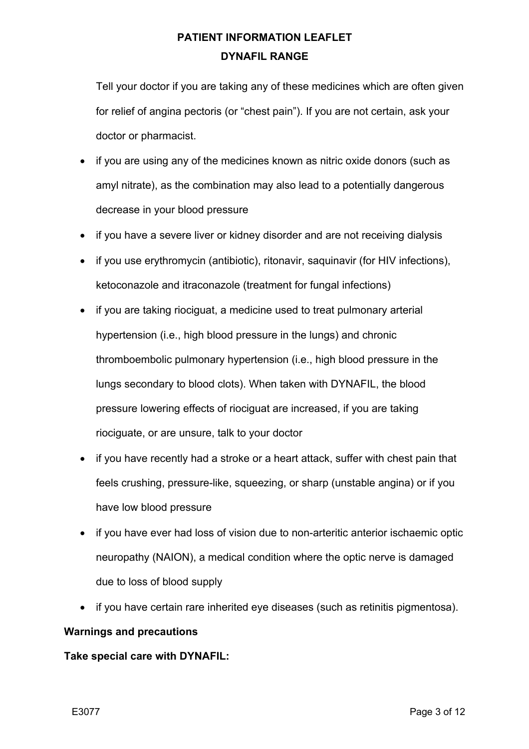Tell your doctor if you are taking any of these medicines which are often given for relief of angina pectoris (or "chest pain"). If you are not certain, ask your doctor or pharmacist.

- if you are using any of the medicines known as nitric oxide donors (such as amyl nitrate), as the combination may also lead to a potentially dangerous decrease in your blood pressure
- if you have a severe liver or kidney disorder and are not receiving dialysis
- if you use erythromycin (antibiotic), ritonavir, saquinavir (for HIV infections), ketoconazole and itraconazole (treatment for fungal infections)
- if you are taking riociguat, a medicine used to treat pulmonary arterial hypertension (i.e., high blood pressure in the lungs) and chronic thromboembolic pulmonary hypertension (i.e., high blood pressure in the lungs secondary to blood clots). When taken with DYNAFIL, the blood pressure lowering effects of riociguat are increased, if you are taking riociguate, or are unsure, talk to your doctor
- if you have recently had a stroke or a heart attack, suffer with chest pain that feels crushing, pressure-like, squeezing, or sharp (unstable angina) or if you have low blood pressure
- if you have ever had loss of vision due to non-arteritic anterior ischaemic optic neuropathy (NAION), a medical condition where the optic nerve is damaged due to loss of blood supply
- if you have certain rare inherited eye diseases (such as retinitis pigmentosa).

**Warnings and precautions**

**Take special care with DYNAFIL:**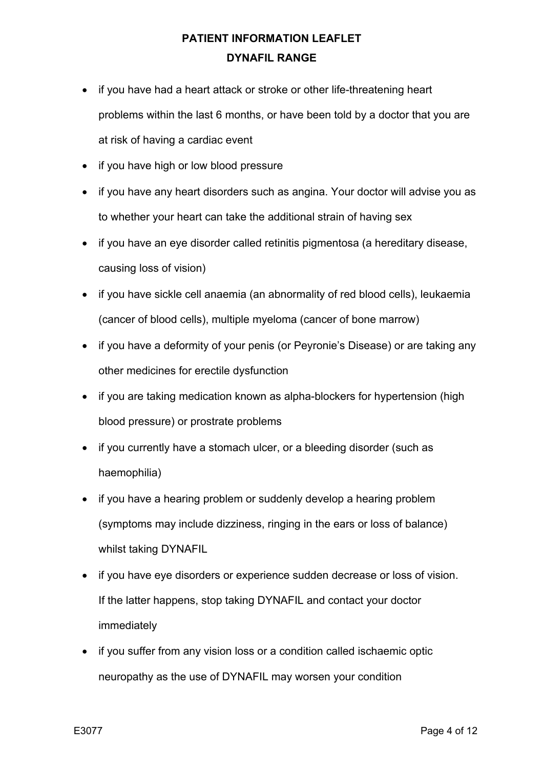- if you have had a heart attack or stroke or other life-threatening heart problems within the last 6 months, or have been told by a doctor that you are at risk of having a cardiac event
- if you have high or low blood pressure
- if you have any heart disorders such as angina. Your doctor will advise you as to whether your heart can take the additional strain of having sex
- if you have an eye disorder called retinitis pigmentosa (a hereditary disease, causing loss of vision)
- if you have sickle cell anaemia (an abnormality of red blood cells), leukaemia (cancer of blood cells), multiple myeloma (cancer of bone marrow)
- if you have a deformity of your penis (or Peyronie's Disease) or are taking any other medicines for erectile dysfunction
- if you are taking medication known as alpha-blockers for hypertension (high blood pressure) or prostrate problems
- if you currently have a stomach ulcer, or a bleeding disorder (such as haemophilia)
- if you have a hearing problem or suddenly develop a hearing problem (symptoms may include dizziness, ringing in the ears or loss of balance) whilst taking DYNAFIL
- if you have eye disorders or experience sudden decrease or loss of vision. If the latter happens, stop taking DYNAFIL and contact your doctor immediately
- if you suffer from any vision loss or a condition called ischaemic optic neuropathy as the use of DYNAFIL may worsen your condition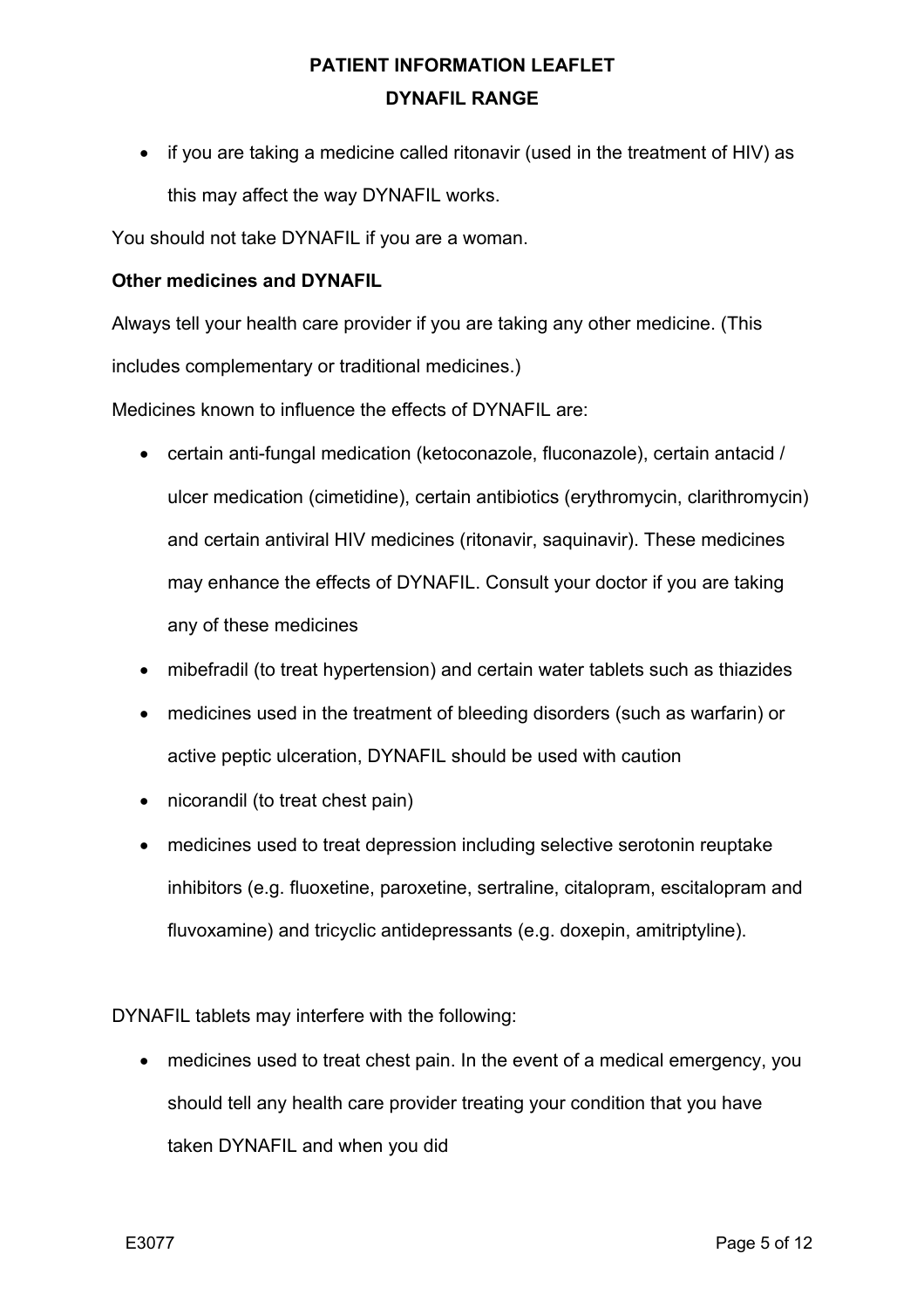- if you are taking a medicine called ritonavir (used in the treatment of HIV) as this may affect the way DYNAFIL works.

You should not take DYNAFIL if you are a woman.

**Other medicines and DYNAFIL**

Always tell your health care provider if you are taking any other medicine. (This includes complementary or traditional medicines.)

Medicines known to influence the effects of DYNAFIL are:

- certain anti-fungal medication (ketoconazole, fluconazole), certain antacid / ulcer medication (cimetidine), certain antibiotics (erythromycin, clarithromycin) and certain antiviral HIV medicines (ritonavir, saquinavir). These medicines may enhance the effects of DYNAFIL. Consult your doctor if you are taking any of these medicines
- mibefradil (to treat hypertension) and certain water tablets such as thiazides
- medicines used in the treatment of bleeding disorders (such as warfarin) or active peptic ulceration, DYNAFIL should be used with caution
- nicorandil (to treat chest pain)
- medicines used to treat depression including selective serotonin reuptake inhibitors (e.g. fluoxetine, paroxetine, sertraline, citalopram, escitalopram and fluvoxamine) and tricyclic antidepressants (e.g. doxepin, amitriptyline).

DYNAFIL tablets may interfere with the following:

- medicines used to treat chest pain. In the event of a medical emergency, you should tell any health care provider treating your condition that you have taken DYNAFIL and when you did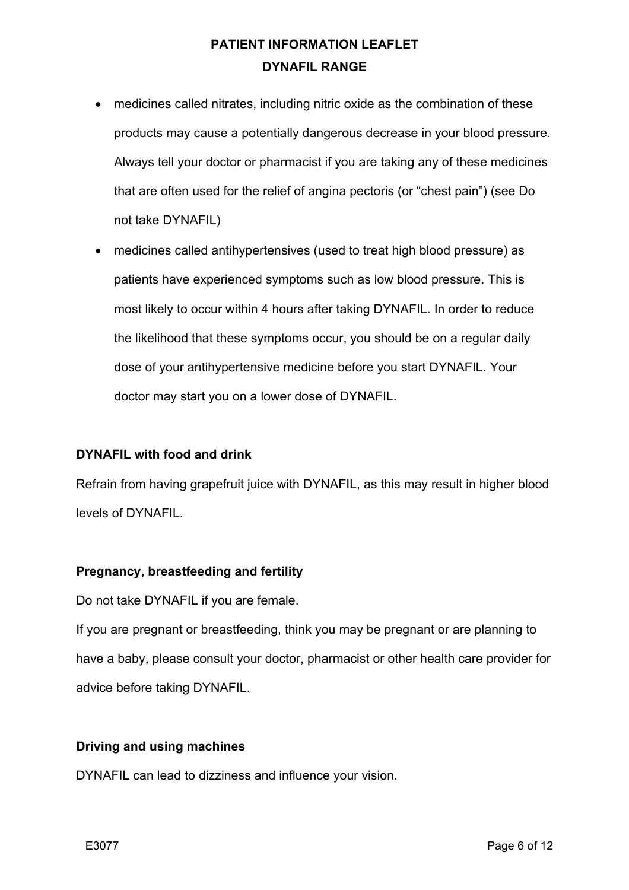- medicines called nitrates, including nitric oxide as the combination of these products may cause a potentially dangerous decrease in your blood pressure. Always tell your doctor or pharmacist if you are taking any of these medicines that are often used for the relief of angina pectoris (or "chest pain") (see Do not take DYNAFIL)
- medicines called antihypertensives (used to treat high blood pressure) as patients have experienced symptoms such as low blood pressure. This is most likely to occur within 4 hours after taking DYNAFIL. In order to reduce the likelihood that these symptoms occur, you should be on a regular daily dose of your antihypertensive medicine before you start DYNAFIL. Your doctor may start you on a lower dose of DYNAFIL.

**DYNAFIL with food and drink**

Refrain from having grapefruit juice with DYNAFIL, as this may result in higher blood levels of DYNAFIL.

**Pregnancy, breastfeeding and fertility**

Do not take DYNAFIL if you are female.

If you are pregnant or breastfeeding, think you may be pregnant or are planning to have a baby, please consult your doctor, pharmacist or other health care provider for advice before taking DYNAFIL.

**Driving and using machines**

DYNAFIL can lead to dizziness and influence your vision.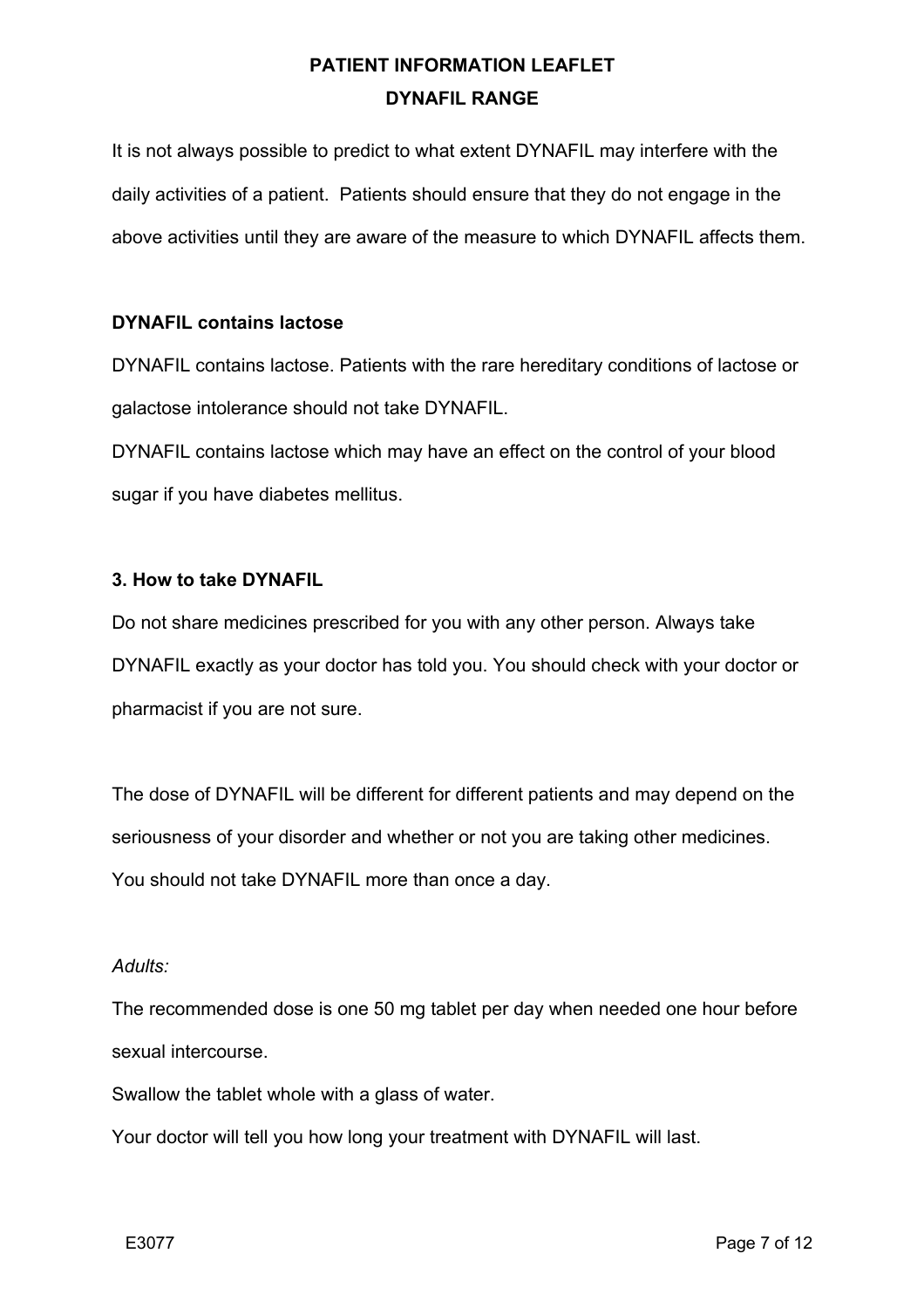It is not always possible to predict to what extent DYNAFIL may interfere with the daily activities of a patient. Patients should ensure that they do not engage in the above activities until they are aware of the measure to which DYNAFIL affects them.

**DYNAFIL contains lactose**

DYNAFIL contains lactose. Patients with the rare hereditary conditions of lactose or galactose intolerance should not take DYNAFIL.

DYNAFIL contains lactose which may have an effect on the control of your blood sugar if you have diabetes mellitus.

## 3. How to take DYNAFIL

Do not share medicines prescribed for you with any other person. Always take DYNAFIL exactly as your doctor has told you. You should check with your doctor or pharmacist if you are not sure.

The dose of DYNAFIL will be different for different patients and may depend on the seriousness of your disorder and whether or not you are taking other medicines. You should not take DYNAFIL more than once a day.

*Adults:*

The recommended dose is one 50 mg tablet per day when needed one hour before sexual intercourse.

Swallow the tablet whole with a glass of water.

Your doctor will tell you how long your treatment with DYNAFIL will last.

E3077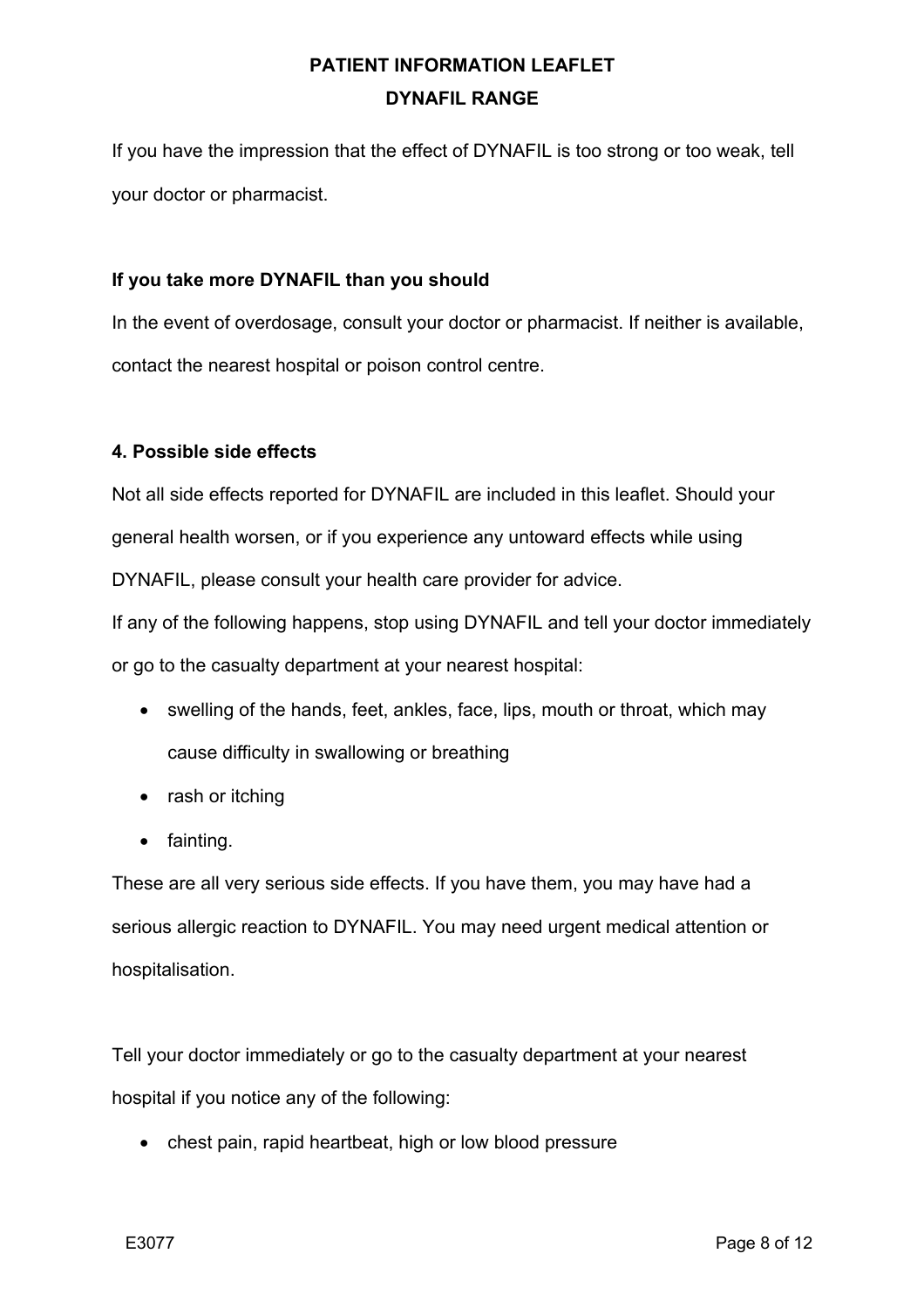If you have the impression that the effect of DYNAFIL is too strong or too weak, tell your doctor or pharmacist.

**If you take more DYNAFIL than you should**

In the event of overdosage, consult your doctor or pharmacist. If neither is available, contact the nearest hospital or poison control centre.

**4. Possible side effects**

Not all side effects reported for DYNAFIL are included in this leaflet. Should your general health worsen, or if you experience any untoward effects while using DYNAFIL, please consult your health care provider for advice.

If any of the following happens, stop using DYNAFIL and tell your doctor immediately or go to the casualty department at your nearest hospital:

- swelling of the hands, feet, ankles, face, lips, mouth or throat, which may cause difficulty in swallowing or breathing
- rash or itching
- fainting.

These are all very serious side effects. If you have them, you may have had a serious allergic reaction to DYNAFIL. You may need urgent medical attention or hospitalisation.

Tell your doctor immediately or go to the casualty department at your nearest hospital if you notice any of the following:

- chest pain, rapid heartbeat, high or low blood pressure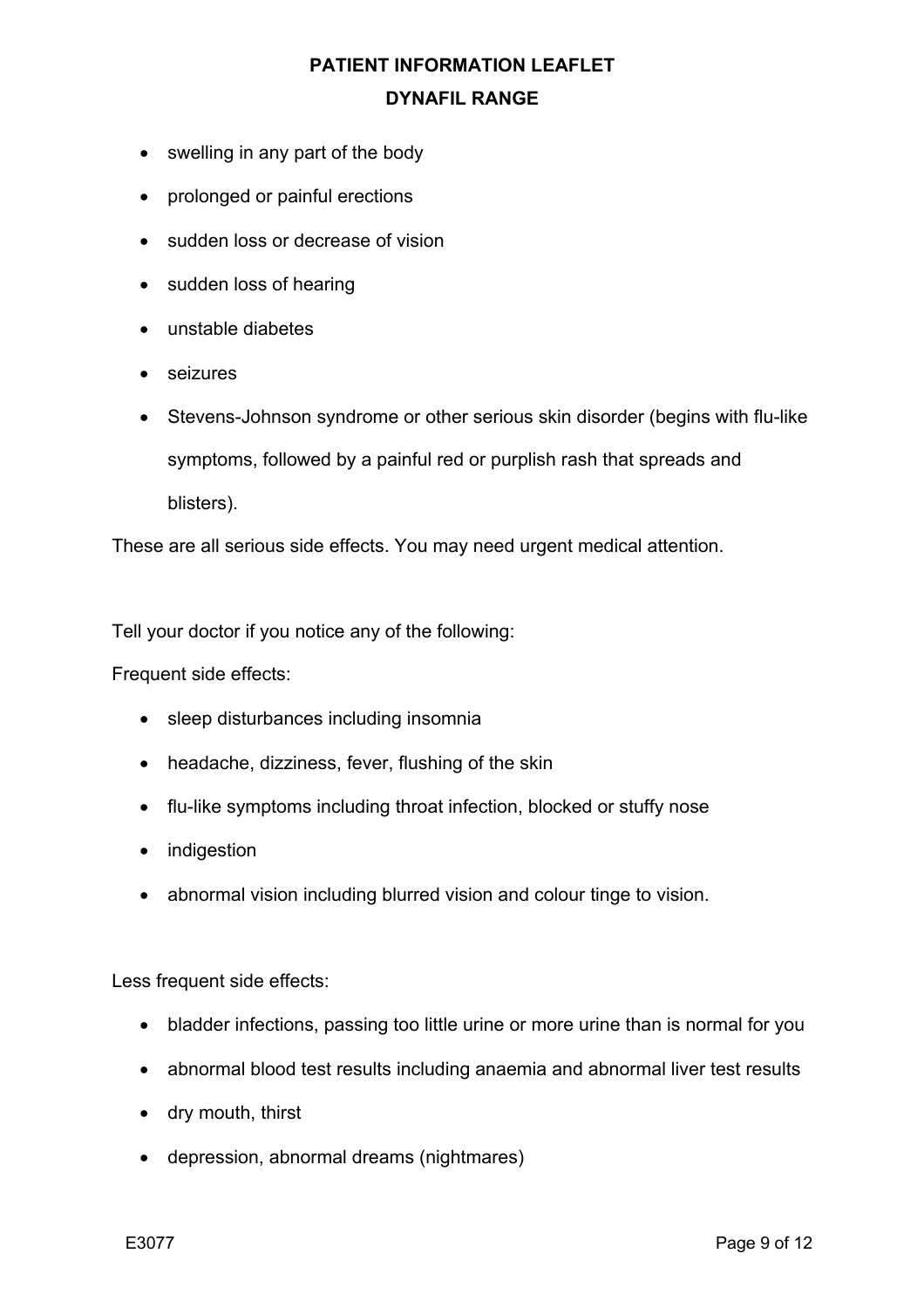- swelling in any part of the body
- prolonged or painful erections
- sudden loss or decrease of vision
- sudden loss of hearing
- unstable diabetes
- seizures
- Stevens-Johnson syndrome or other serious skin disorder (begins with flu-like symptoms, followed by a painful red or purplish rash that spreads and blisters).

These are all serious side effects. You may need urgent medical attention.

Tell your doctor if you notice any of the following:

Frequent side effects:

- sleep disturbances including insomnia
- headache, dizziness, fever, flushing of the skin
- flu-like symptoms including throat infection, blocked or stuffy nose
- indigestion
- abnormal vision including blurred vision and colour tinge to vision.

Less frequent side effects:

- bladder infections, passing too little urine or more urine than is normal for you
- abnormal blood test results including anaemia and abnormal liver test results
- dry mouth, thirst
- depression, abnormal dreams (nightmares)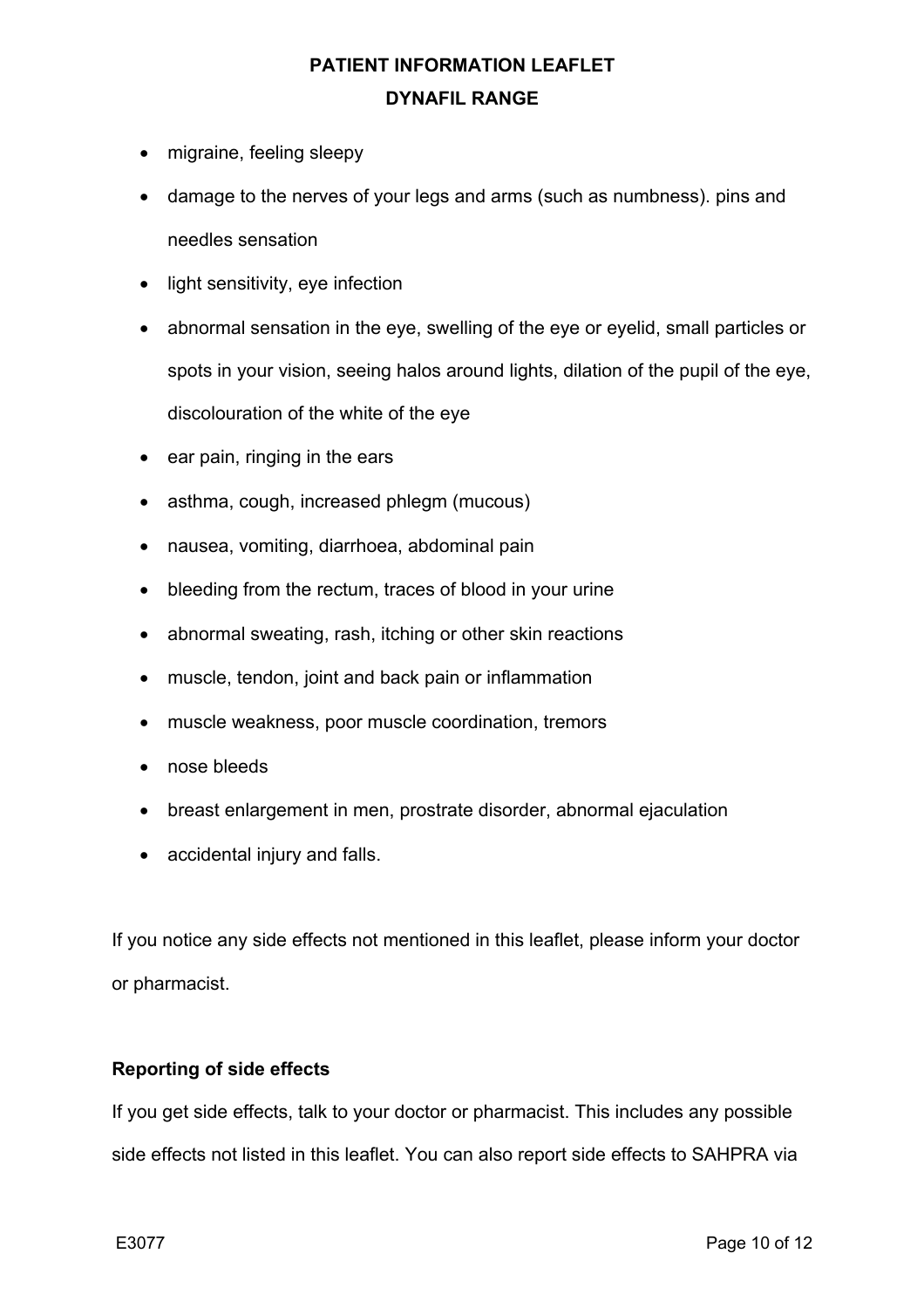- migraine, feeling sleepy
- damage to the nerves of your legs and arms (such as numbness). pins and needles sensation
- light sensitivity, eye infection
- abnormal sensation in the eye, swelling of the eye or eyelid, small particles or spots in your vision, seeing halos around lights, dilation of the pupil of the eye, discolouration of the white of the eye
- ear pain, ringing in the ears
- asthma, cough, increased phlegm (mucous)
- nausea, vomiting, diarrhoea, abdominal pain
- bleeding from the rectum, traces of blood in your urine
- abnormal sweating, rash, itching or other skin reactions
- muscle, tendon, joint and back pain or inflammation
- muscle weakness, poor muscle coordination, tremors
- nose bleeds
- breast enlargement in men, prostrate disorder, abnormal ejaculation
- accidental injury and falls.

If you notice any side effects not mentioned in this leaflet, please inform your doctor or pharmacist.

**Reporting of side effects**

If you get side effects, talk to your doctor or pharmacist. This includes any possible side effects not listed in this leaflet. You can also report side effects to SAHPRA via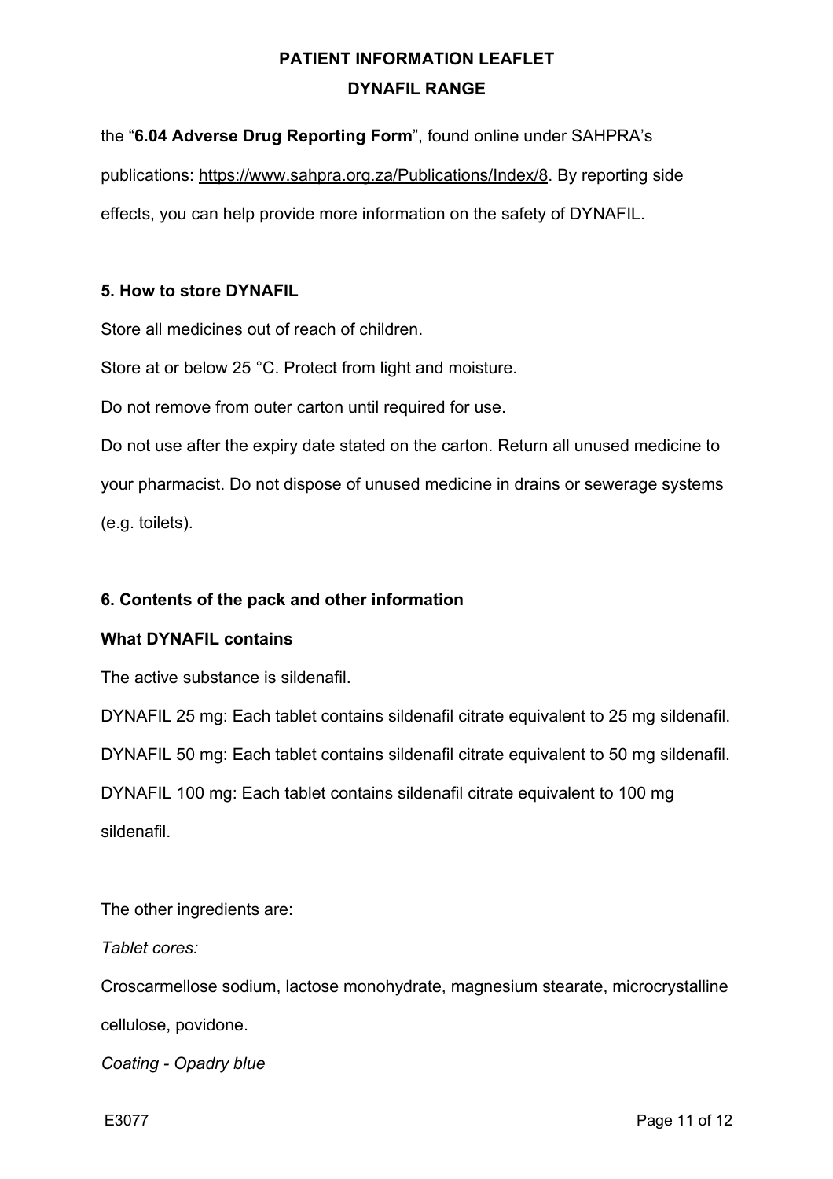the "**6.04 Adverse Drug Reporting Form**", found online under SAHPRA's publications: https://www.sahpra.org.za/Publications/Index/8. By reporting side effects, you can help provide more information on the safety of DYNAFIL.

## 5. How to store DYNAFIL

Store all medicines out of reach of children.

Store at or below 25 °C. Protect from light and moisture.

Do not remove from outer carton until required for use.

Do not use after the expiry date stated on the carton. Return all unused medicine to your pharmacist. Do not dispose of unused medicine in drains or sewerage systems (e.g. toilets).

## 6. Contents of the pack and other information

### What DYNAFIL contains

The active substance is sildenafil.

DYNAFIL 25 mg: Each tablet contains sildenafil citrate equivalent to 25 mg sildenafil.

DYNAFIL 50 mg: Each tablet contains sildenafil citrate equivalent to 50 mg sildenafil.

DYNAFIL 100 mg: Each tablet contains sildenafil citrate equivalent to 100 mg sildenafil.

The other ingredients are:

*Tablet cores:*

Croscarmellose sodium, lactose monohydrate, magnesium stearate, microcrystalline cellulose, povidone.

*Coating - Opadry blue*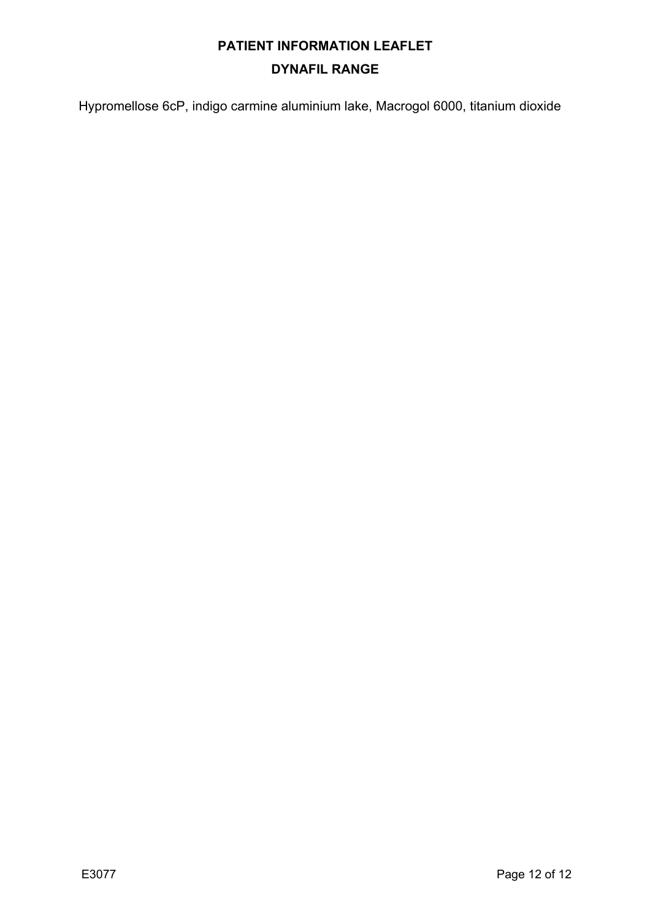Hypromellose 6cP, indigo carmine aluminium lake, Macrogol 6000, titanium dioxide